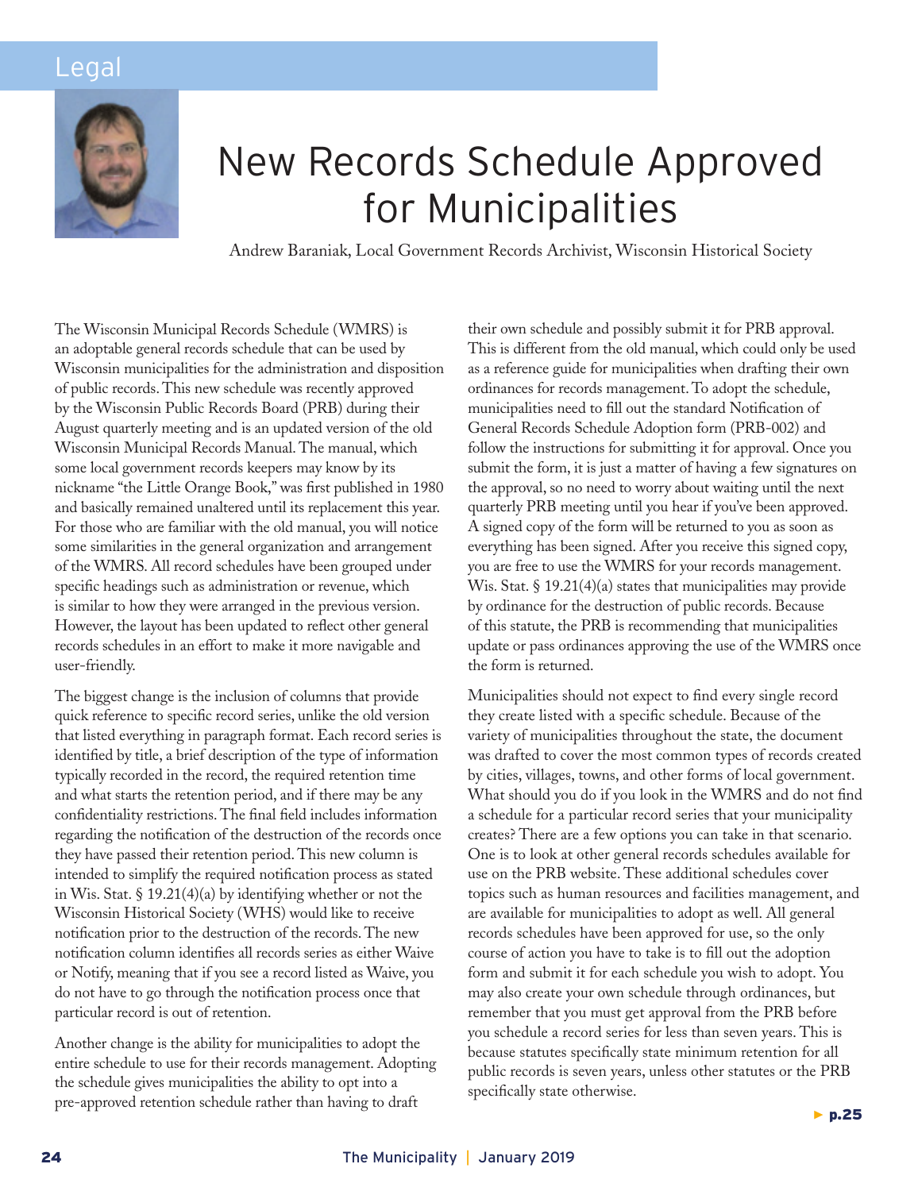Legal

# New Records Schedule Approved for Municipalities

Andrew Baraniak, Local Government Records Archivist, Wisconsin Historical Society

The Wisconsin Municipal Records Schedule (WMRS) is an adoptable general records schedule that can be used by Wisconsin municipalities for the administration and disposition of public records. This new schedule was recently approved by the Wisconsin Public Records Board (PRB) during their August quarterly meeting and is an updated version of the old Wisconsin Municipal Records Manual. The manual, which some local government records keepers may know by its nickname "the Little Orange Book," was first published in 1980 and basically remained unaltered until its replacement this year. For those who are familiar with the old manual, you will notice some similarities in the general organization and arrangement of the WMRS. All record schedules have been grouped under specific headings such as administration or revenue, which is similar to how they were arranged in the previous version. However, the layout has been updated to reflect other general records schedules in an effort to make it more navigable and user-friendly.

The biggest change is the inclusion of columns that provide quick reference to specific record series, unlike the old version that listed everything in paragraph format. Each record series is identified by title, a brief description of the type of information typically recorded in the record, the required retention time and what starts the retention period, and if there may be any confidentiality restrictions. The final field includes information regarding the notification of the destruction of the records once they have passed their retention period. This new column is intended to simplify the required notification process as stated in Wis. Stat. § 19.21(4)(a) by identifying whether or not the Wisconsin Historical Society (WHS) would like to receive notification prior to the destruction of the records. The new notification column identifies all records series as either Waive or Notify, meaning that if you see a record listed as Waive, you do not have to go through the notification process once that particular record is out of retention.

Another change is the ability for municipalities to adopt the entire schedule to use for their records management. Adopting the schedule gives municipalities the ability to opt into a pre-approved retention schedule rather than having to draft their own schedule and possibly submit it for PRB approval. This is different from the old manual, which could only be used as a reference guide for municipalities when drafting their own ordinances for records management. To adopt the schedule, municipalities need to fill out the standard Notification of General Records Schedule Adoption form (PRB-002) and follow the instructions for submitting it for approval. Once you submit the form, it is just a matter of having a few signatures on the approval, so no need to worry about waiting until the next quarterly PRB meeting until you hear if you've been approved. A signed copy of the form will be returned to you as soon as everything has been signed. After you receive this signed copy, you are free to use the WMRS for your records management. Wis. Stat. § 19.21(4)(a) states that municipalities may provide by ordinance for the destruction of public records. Because of this statute, the PRB is recommending that municipalities update or pass ordinances approving the use of the WMRS once the form is returned.

Municipalities should not expect to find every single record they create listed with a specific schedule. Because of the variety of municipalities throughout the state, the document was drafted to cover the most common types of records created by cities, villages, towns, and other forms of local government. What should you do if you look in the WMRS and do not find a schedule for a particular record series that your municipality creates? There are a few options you can take in that scenario. One is to look at other general records schedules available for use on the PRB website. These additional schedules cover topics such as human resources and facilities management, and are available for municipalities to adopt as well. All general records schedules have been approved for use, so the only course of action you have to take is to fill out the adoption form and submit it for each schedule you wish to adopt. You may also create your own schedule through ordinances, but remember that you must get approval from the PRB before you schedule a record series for less than seven years. This is because statutes specifically state minimum retention for all public records is seven years, unless other statutes or the PRB specifically state otherwise.

► p.25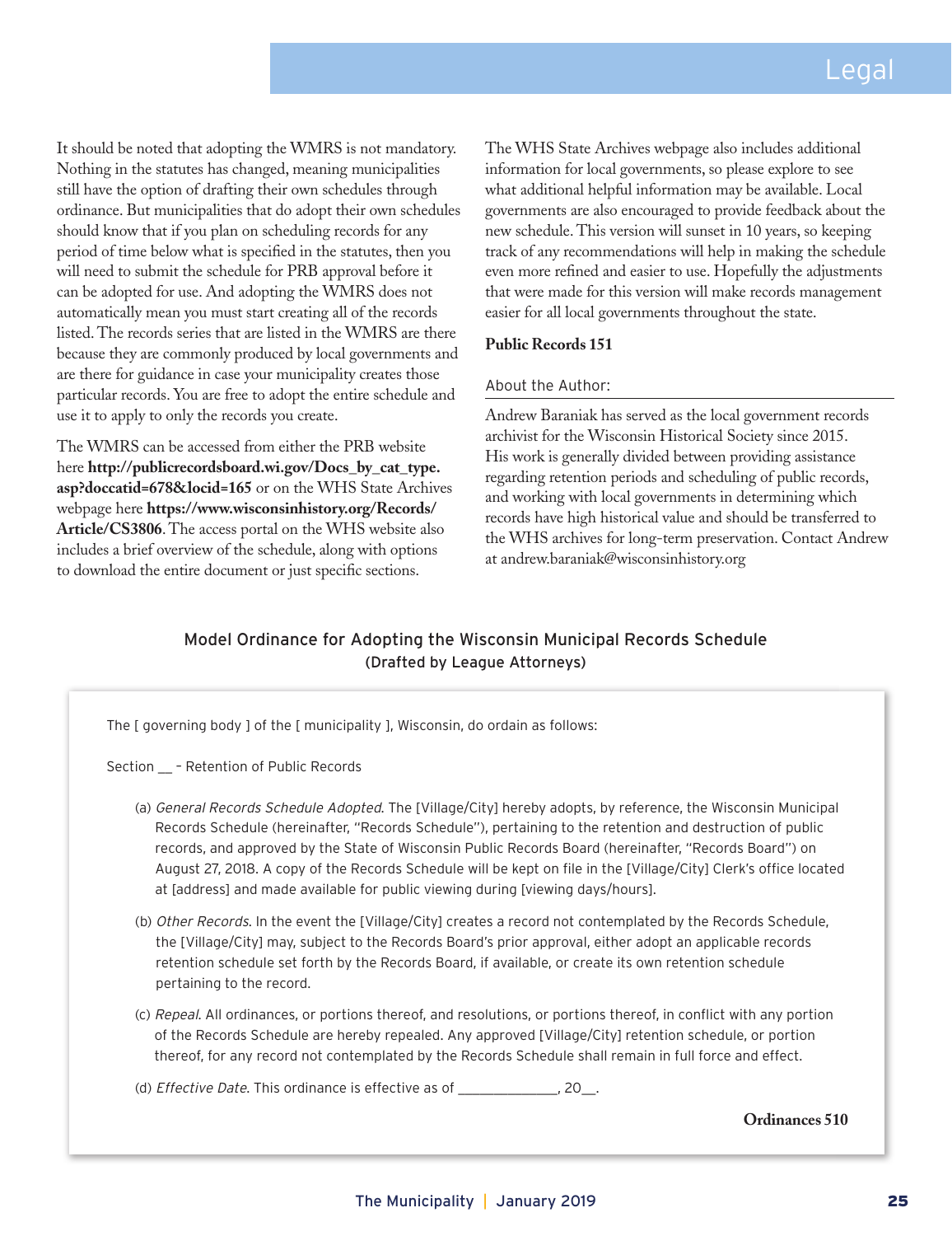It should be noted that adopting the WMRS is not mandatory. Nothing in the statutes has changed, meaning municipalities still have the option of drafting their own schedules through ordinance. But municipalities that do adopt their own schedules should know that if you plan on scheduling records for any period of time below what is specified in the statutes, then you will need to submit the schedule for PRB approval before it can be adopted for use. And adopting the WMRS does not automatically mean you must start creating all of the records listed. The records series that are listed in the WMRS are there because they are commonly produced by local governments and are there for guidance in case your municipality creates those particular records. You are free to adopt the entire schedule and use it to apply to only the records you create.

The WMRS can be accessed from either the PRB website here **http://publicrecordsboard.wi.gov/Docs_by_cat_type.asp?doccatid=678&locid=165** or on the WHS State Archives webpage here **https://www.wisconsinhistory.org/Records/Article/CS3806**. The access portal on the WHS website also includes a brief overview of the schedule, along with options to download the entire document or just specific sections.

The WHS State Archives webpage also includes additional information for local governments, so please explore to see what additional helpful information may be available. Local governments are also encouraged to provide feedback about the new schedule. This version will sunset in 10 years, so keeping track of any recommendations will help in making the schedule even more refined and easier to use. Hopefully the adjustments that were made for this version will make records management easier for all local governments throughout the state.

**Public Records 151**

About the Author:

Andrew Baraniak has served as the local government records archivist for the Wisconsin Historical Society since 2015. His work is generally divided between providing assistance regarding retention periods and scheduling of public records, and working with local governments in determining which records have high historical value and should be transferred to the WHS archives for long-term preservation. Contact Andrew at andrew.baraniak@wisconsinhistory.org

## Model Ordinance for Adopting the Wisconsin Municipal Records Schedule
### (Drafted by League Attorneys)

The [ governing body ] of the [ municipality ], Wisconsin, do ordain as follows:

Section __ – Retention of Public Records

(a) *General Records Schedule Adopted.* The [Village/City] hereby adopts, by reference, the Wisconsin Municipal Records Schedule (hereinafter, "Records Schedule"), pertaining to the retention and destruction of public records, and approved by the State of Wisconsin Public Records Board (hereinafter, "Records Board") on August 27, 2018. A copy of the Records Schedule will be kept on file in the [Village/City] Clerk's office located at [address] and made available for public viewing during [viewing days/hours].

(b) *Other Records.* In the event the [Village/City] creates a record not contemplated by the Records Schedule, the [Village/City] may, subject to the Records Board's prior approval, either adopt an applicable records retention schedule set forth by the Records Board, if available, or create its own retention schedule pertaining to the record.

(c) *Repeal.* All ordinances, or portions thereof, and resolutions, or portions thereof, in conflict with any portion of the Records Schedule are hereby repealed. Any approved [Village/City] retention schedule, or portion thereof, for any record not contemplated by the Records Schedule shall remain in full force and effect.

(d) *Effective Date.* This ordinance is effective as of _____________, 20__.

**Ordinances 510**